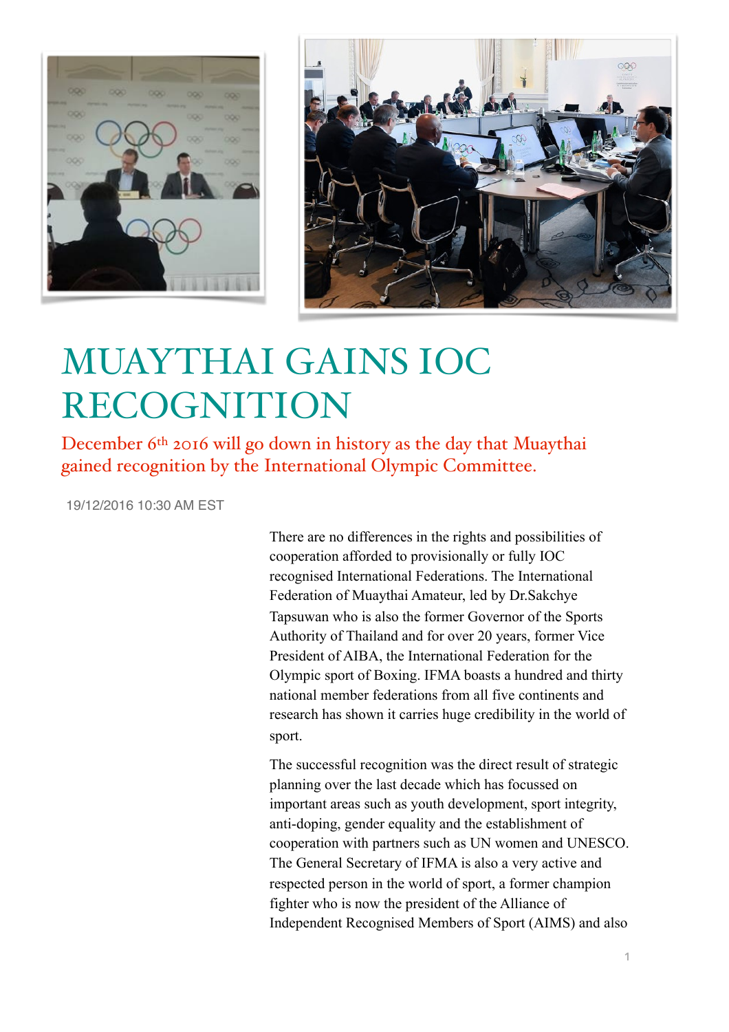# MUAYTHAI GAINS IOC RECOGNITION

## December 6th 2016 will go down in history as the day that Muaythai gained recognition by the International Olympic Committee.

19/12/2016 10:30 AM EST

There are no differences in the rights and possibilities of cooperation afforded to provisionally or fully IOC recognised International Federations. The International Federation of Muaythai Amateur, led by Dr.Sakchye Tapsuwan who is also the former Governor of the Sports Authority of Thailand and for over 20 years, former Vice President of AIBA, the International Federation for the Olympic sport of Boxing. IFMA boasts a hundred and thirty national member federations from all five continents and research has shown it carries huge credibility in the world of sport.

The successful recognition was the direct result of strategic planning over the last decade which has focussed on important areas such as youth development, sport integrity, anti-doping, gender equality and the establishment of cooperation with partners such as UN women and UNESCO. The General Secretary of IFMA is also a very active and respected person in the world of sport, a former champion fighter who is now the president of the Alliance of Independent Recognised Members of Sport (AIMS) and also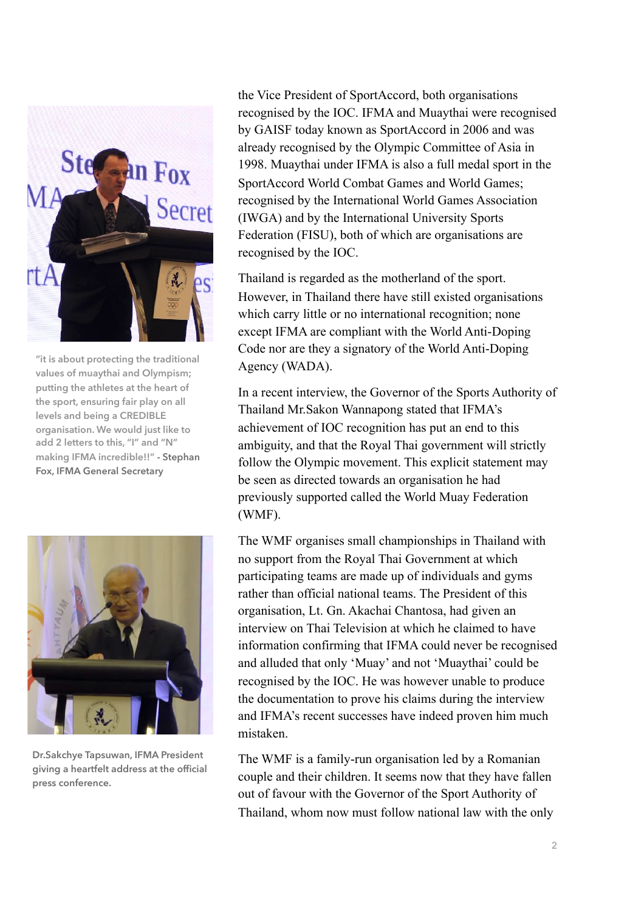the Vice President of SportAccord, both organisations recognised by the IOC. IFMA and Muaythai were recognised by GAISF today known as SportAccord in 2006 and was already recognised by the Olympic Committee of Asia in 1998. Muaythai under IFMA is also a full medal sport in the SportAccord World Combat Games and World Games; recognised by the International World Games Association (IWGA) and by the International University Sports Federation (FISU), both of which are organisations are recognised by the IOC.

"it is about protecting the traditional values of muaythai and Olympism; putting the athletes at the heart of the sport, ensuring fair play on all levels and being a CREDIBLE organisation. We would just like to add 2 letters to this, "I" and "N" making IFMA incredible!!" - **Stephan Fox, IFMA General Secretary**

Thailand is regarded as the motherland of the sport. However, in Thailand there have still existed organisations which carry little or no international recognition; none except IFMA are compliant with the World Anti-Doping Code nor are they a signatory of the World Anti-Doping Agency (WADA).

In a recent interview, the Governor of the Sports Authority of Thailand Mr.Sakon Wannapong stated that IFMA's achievement of IOC recognition has put an end to this ambiguity, and that the Royal Thai government will strictly follow the Olympic movement. This explicit statement may be seen as directed towards an organisation he had previously supported called the World Muay Federation (WMF).

The WMF organises small championships in Thailand with no support from the Royal Thai Government at which participating teams are made up of individuals and gyms rather than official national teams. The President of this organisation, Lt. Gn. Akachai Chantosa, had given an interview on Thai Television at which he claimed to have information confirming that IFMA could never be recognised and alluded that only 'Muay' and not 'Muaythai' could be recognised by the IOC. He was however unable to produce the documentation to prove his claims during the interview and IFMA's recent successes have indeed proven him much mistaken.

Dr.Sakchye Tapsuwan, IFMA President giving a heartfelt address at the official press conference.

The WMF is a family-run organisation led by a Romanian couple and their children. It seems now that they have fallen out of favour with the Governor of the Sport Authority of Thailand, whom now must follow national law with the only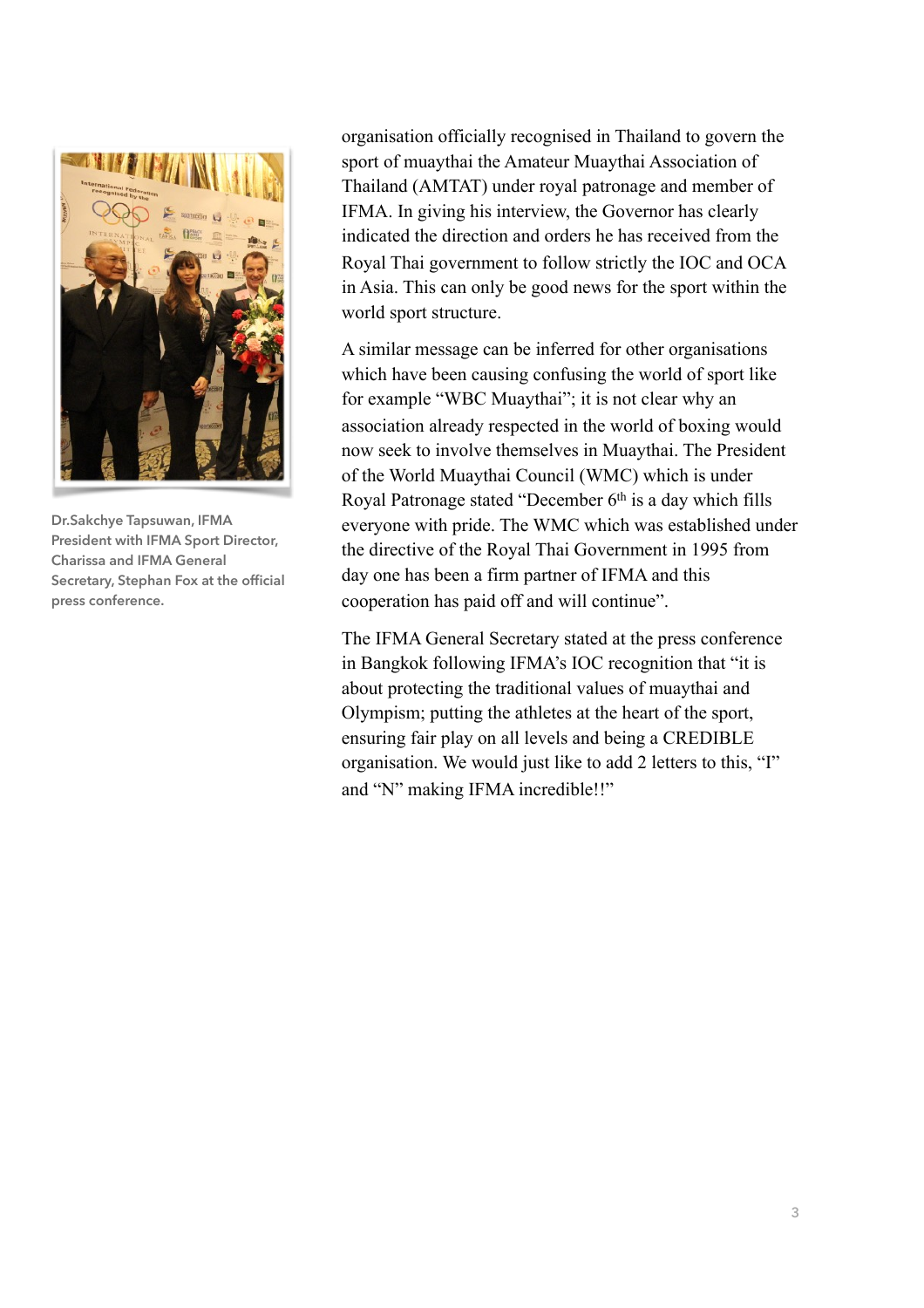Dr.Sakchye Tapsuwan, IFMA President with IFMA Sport Director, Charissa and IFMA General Secretary, Stephan Fox at the official press conference.

organisation officially recognised in Thailand to govern the sport of muaythai the Amateur Muaythai Association of Thailand (AMTAT) under royal patronage and member of IFMA. In giving his interview, the Governor has clearly indicated the direction and orders he has received from the Royal Thai government to follow strictly the IOC and OCA in Asia. This can only be good news for the sport within the world sport structure.

A similar message can be inferred for other organisations which have been causing confusing the world of sport like for example "WBC Muaythai"; it is not clear why an association already respected in the world of boxing would now seek to involve themselves in Muaythai. The President of the World Muaythai Council (WMC) which is under Royal Patronage stated "December 6th is a day which fills everyone with pride. The WMC which was established under the directive of the Royal Thai Government in 1995 from day one has been a firm partner of IFMA and this cooperation has paid off and will continue".

The IFMA General Secretary stated at the press conference in Bangkok following IFMA's IOC recognition that "it is about protecting the traditional values of muaythai and Olympism; putting the athletes at the heart of the sport, ensuring fair play on all levels and being a CREDIBLE organisation. We would just like to add 2 letters to this, "I" and "N" making IFMA incredible!!"